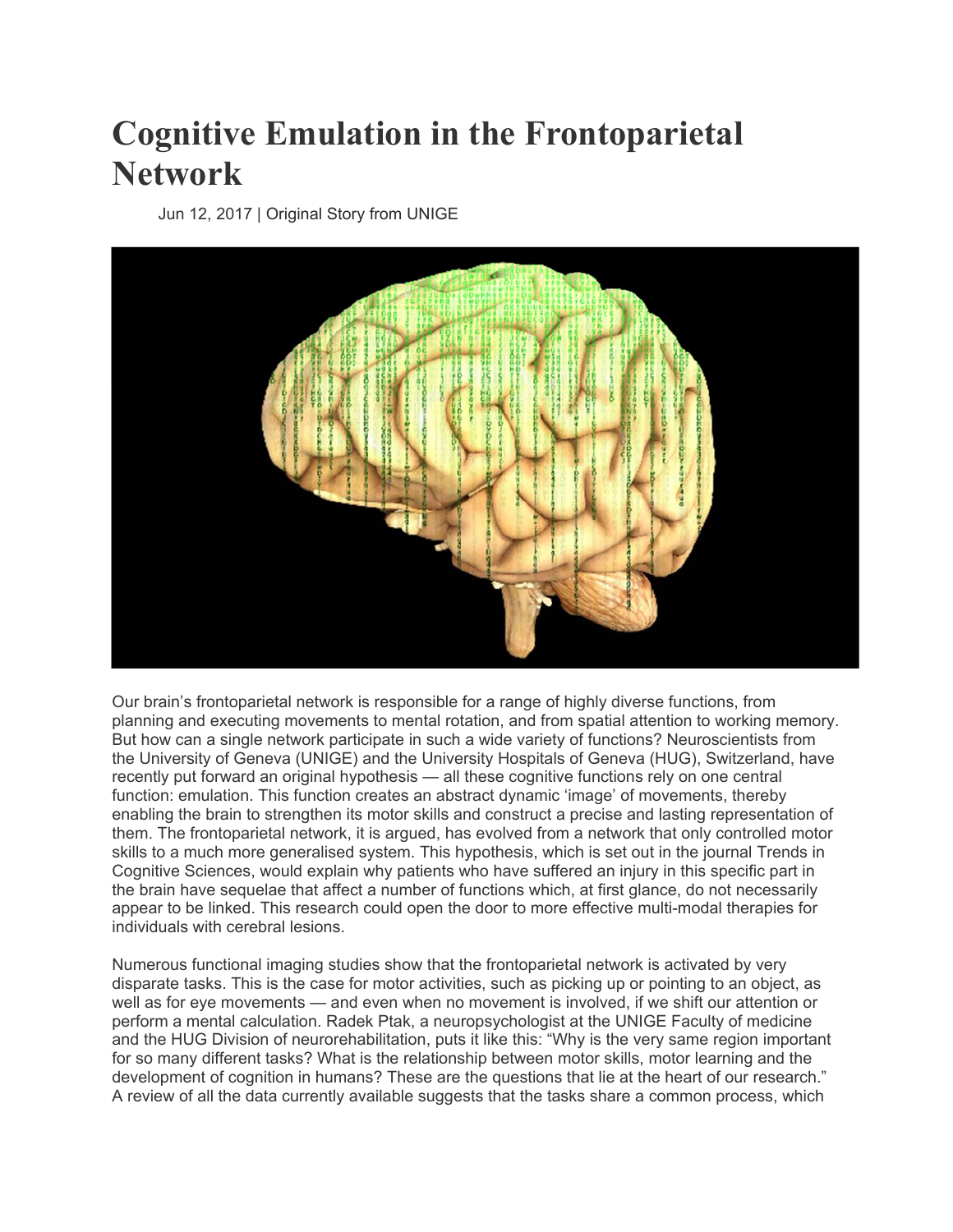# Cognitive Emulation in the Frontoparietal Network

Jun 12, 2017 | Original Story from UNIGE

Our brain's frontoparietal network is responsible for a range of highly diverse functions, from planning and executing movements to mental rotation, and from spatial attention to working memory. But how can a single network participate in such a wide variety of functions? Neuroscientists from the University of Geneva (UNIGE) and the University Hospitals of Geneva (HUG), Switzerland, have recently put forward an original hypothesis — all these cognitive functions rely on one central function: emulation. This function creates an abstract dynamic 'image' of movements, thereby enabling the brain to strengthen its motor skills and construct a precise and lasting representation of them. The frontoparietal network, it is argued, has evolved from a network that only controlled motor skills to a much more generalised system. This hypothesis, which is set out in the journal Trends in Cognitive Sciences, would explain why patients who have suffered an injury in this specific part in the brain have sequelae that affect a number of functions which, at first glance, do not necessarily appear to be linked. This research could open the door to more effective multi-modal therapies for individuals with cerebral lesions.

Numerous functional imaging studies show that the frontoparietal network is activated by very disparate tasks. This is the case for motor activities, such as picking up or pointing to an object, as well as for eye movements — and even when no movement is involved, if we shift our attention or perform a mental calculation. Radek Ptak, a neuropsychologist at the UNIGE Faculty of medicine and the HUG Division of neurorehabilitation, puts it like this: "Why is the very same region important for so many different tasks? What is the relationship between motor skills, motor learning and the development of cognition in humans? These are the questions that lie at the heart of our research." A review of all the data currently available suggests that the tasks share a common process, which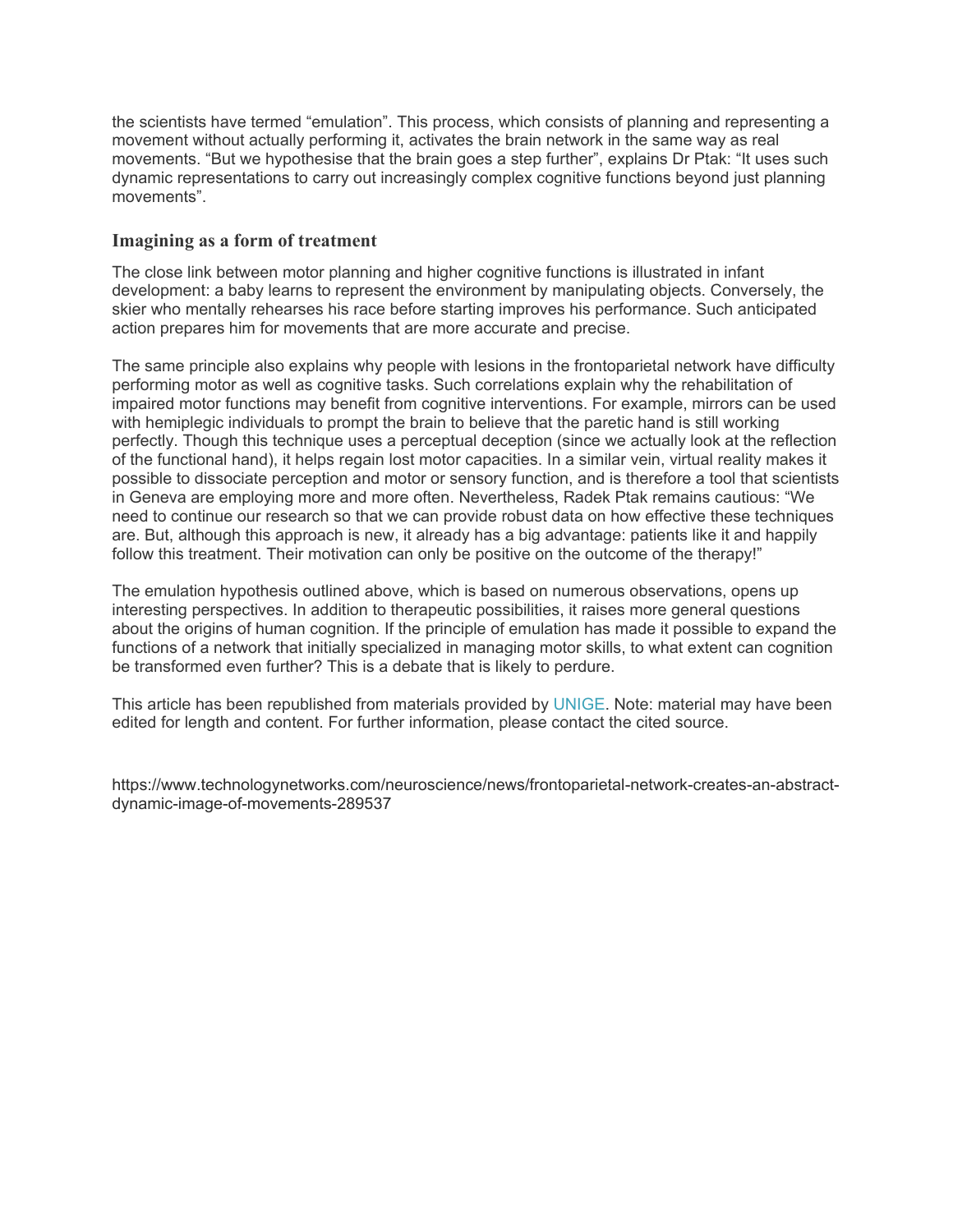the scientists have termed "emulation". This process, which consists of planning and representing a movement without actually performing it, activates the brain network in the same way as real movements. "But we hypothesise that the brain goes a step further", explains Dr Ptak: "It uses such dynamic representations to carry out increasingly complex cognitive functions beyond just planning movements".

## Imagining as a form of treatment

The close link between motor planning and higher cognitive functions is illustrated in infant development: a baby learns to represent the environment by manipulating objects. Conversely, the skier who mentally rehearses his race before starting improves his performance. Such anticipated action prepares him for movements that are more accurate and precise.

The same principle also explains why people with lesions in the frontoparietal network have difficulty performing motor as well as cognitive tasks. Such correlations explain why the rehabilitation of impaired motor functions may benefit from cognitive interventions. For example, mirrors can be used with hemiplegic individuals to prompt the brain to believe that the paretic hand is still working perfectly. Though this technique uses a perceptual deception (since we actually look at the reflection of the functional hand), it helps regain lost motor capacities. In a similar vein, virtual reality makes it possible to dissociate perception and motor or sensory function, and is therefore a tool that scientists in Geneva are employing more and more often. Nevertheless, Radek Ptak remains cautious: "We need to continue our research so that we can provide robust data on how effective these techniques are. But, although this approach is new, it already has a big advantage: patients like it and happily follow this treatment. Their motivation can only be positive on the outcome of the therapy!"

The emulation hypothesis outlined above, which is based on numerous observations, opens up interesting perspectives. In addition to therapeutic possibilities, it raises more general questions about the origins of human cognition. If the principle of emulation has made it possible to expand the functions of a network that initially specialized in managing motor skills, to what extent can cognition be transformed even further? This is a debate that is likely to perdure.

This article has been republished from materials provided by UNIGE. Note: material may have been edited for length and content. For further information, please contact the cited source.

https://www.technologynetworks.com/neuroscience/news/frontoparietal-network-creates-an-abstract-dynamic-image-of-movements-289537